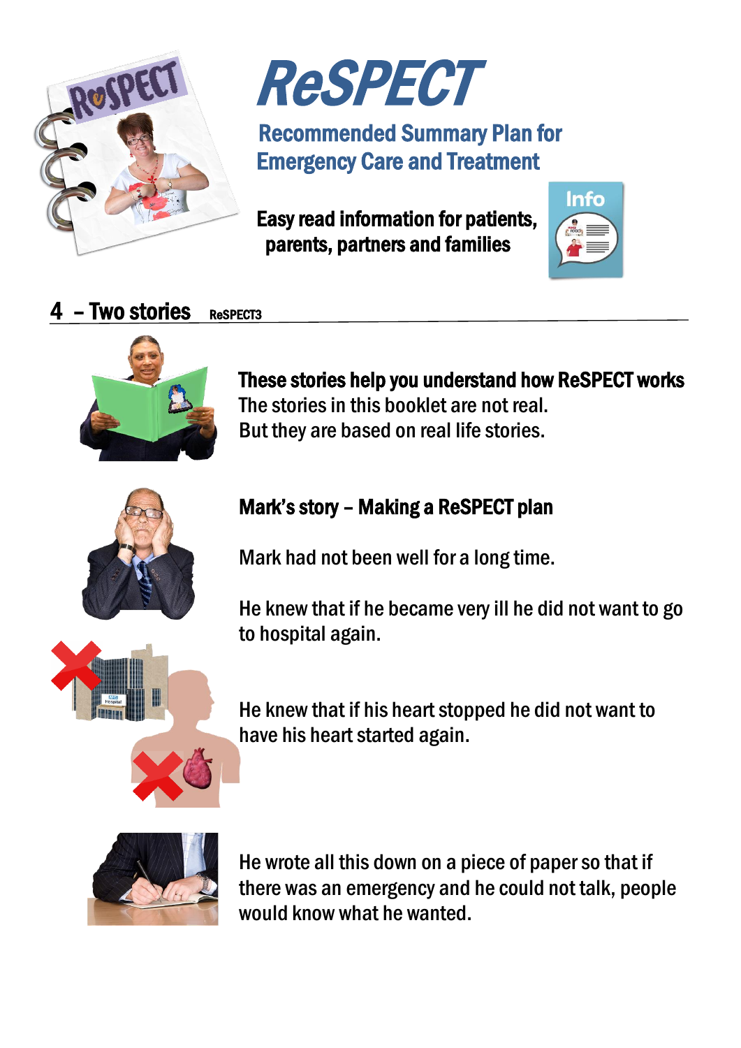# ReSPECT

## Recommended Summary Plan for Emergency Care and Treatment

**Easy read information for patients, parents, partners and families**

## 4 – Two stories

ReSPECT3

**These stories help you understand how ReSPECT works**

The stories in this booklet are not real.
But they are based on real life stories.

### Mark's story – Making a ReSPECT plan

Mark had not been well for a long time.

He knew that if he became very ill he did not want to go to hospital again.

He knew that if his heart stopped he did not want to have his heart started again.

He wrote all this down on a piece of paper so that if there was an emergency and he could not talk, people would know what he wanted.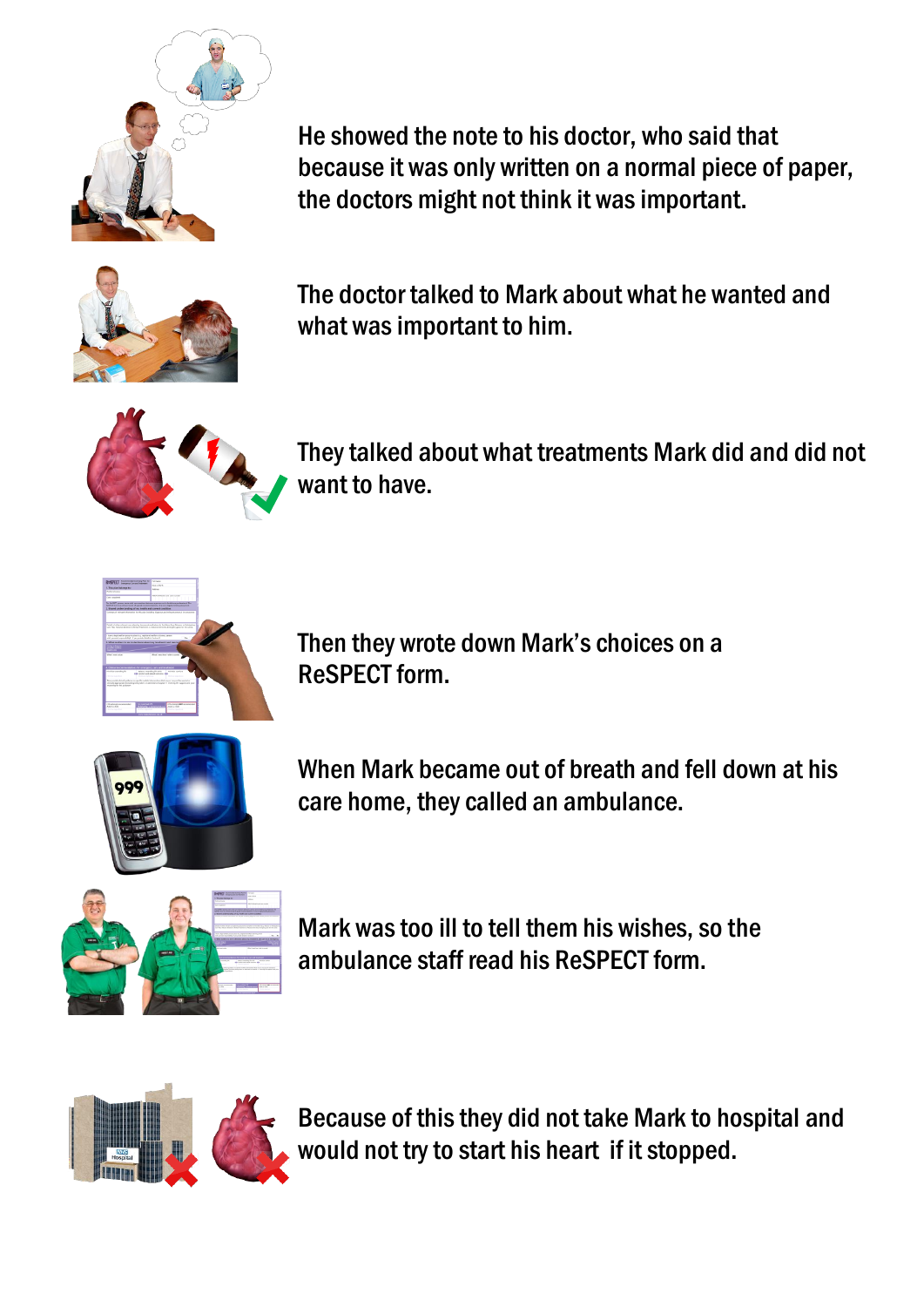He showed the note to his doctor, who said that because it was only written on a normal piece of paper, the doctors might not think it was important.

The doctor talked to Mark about what he wanted and what was important to him.

They talked about what treatments Mark did and did not want to have.

Then they wrote down Mark's choices on a ReSPECT form.

When Mark became out of breath and fell down at his care home, they called an ambulance.

Mark was too ill to tell them his wishes, so the ambulance staff read his ReSPECT form.

Because of this they did not take Mark to hospital and would not try to start his heart if it stopped.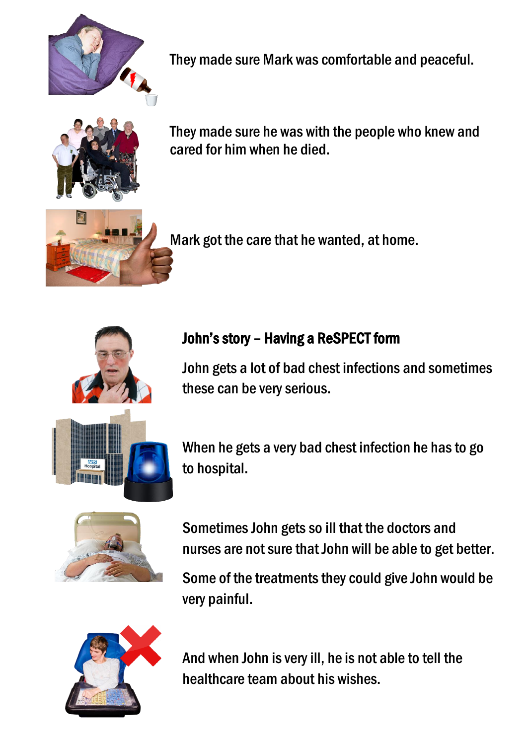They made sure Mark was comfortable and peaceful.

They made sure he was with the people who knew and cared for him when he died.

Mark got the care that he wanted, at home.

## John's story – Having a ReSPECT form

John gets a lot of bad chest infections and sometimes these can be very serious.

When he gets a very bad chest infection he has to go to hospital.

Sometimes John gets so ill that the doctors and nurses are not sure that John will be able to get better.

Some of the treatments they could give John would be very painful.

And when John is very ill, he is not able to tell the healthcare team about his wishes.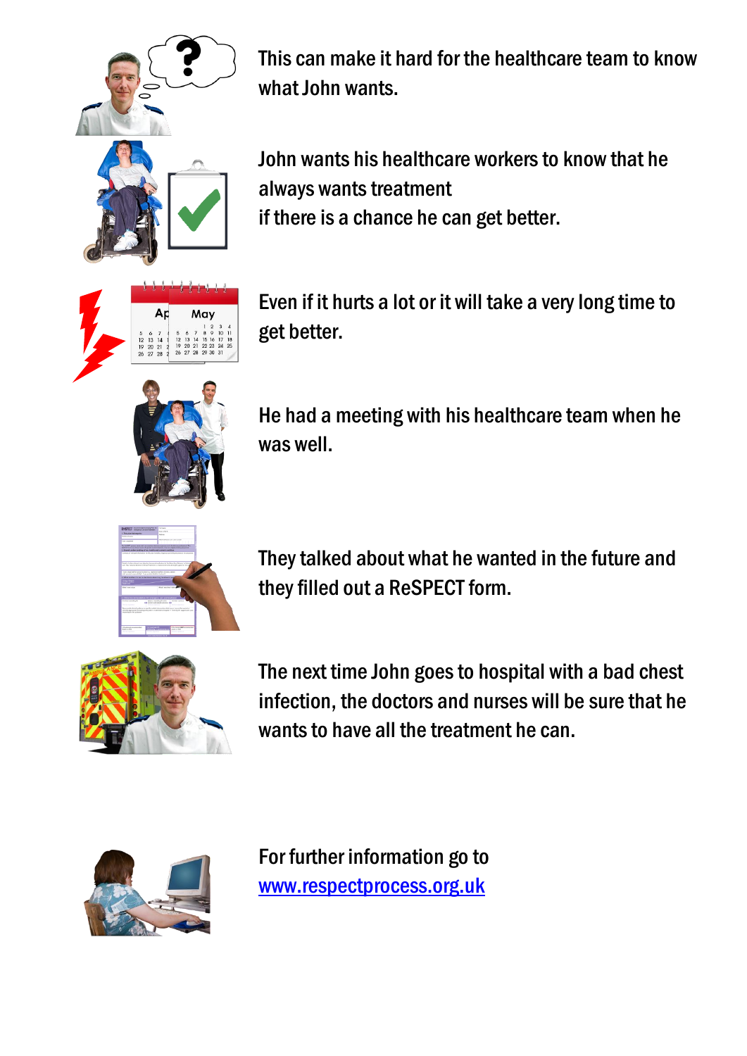This can make it hard for the healthcare team to know what John wants.

John wants his healthcare workers to know that he always wants treatment
if there is a chance he can get better.

Even if it hurts a lot or it will take a very long time to get better.

He had a meeting with his healthcare team when he was well.

They talked about what he wanted in the future and they filled out a ReSPECT form.

The next time John goes to hospital with a bad chest infection, the doctors and nurses will be sure that he wants to have all the treatment he can.

For further information go to
[www.respectprocess.org.uk](http://www.respectprocess.org.uk)